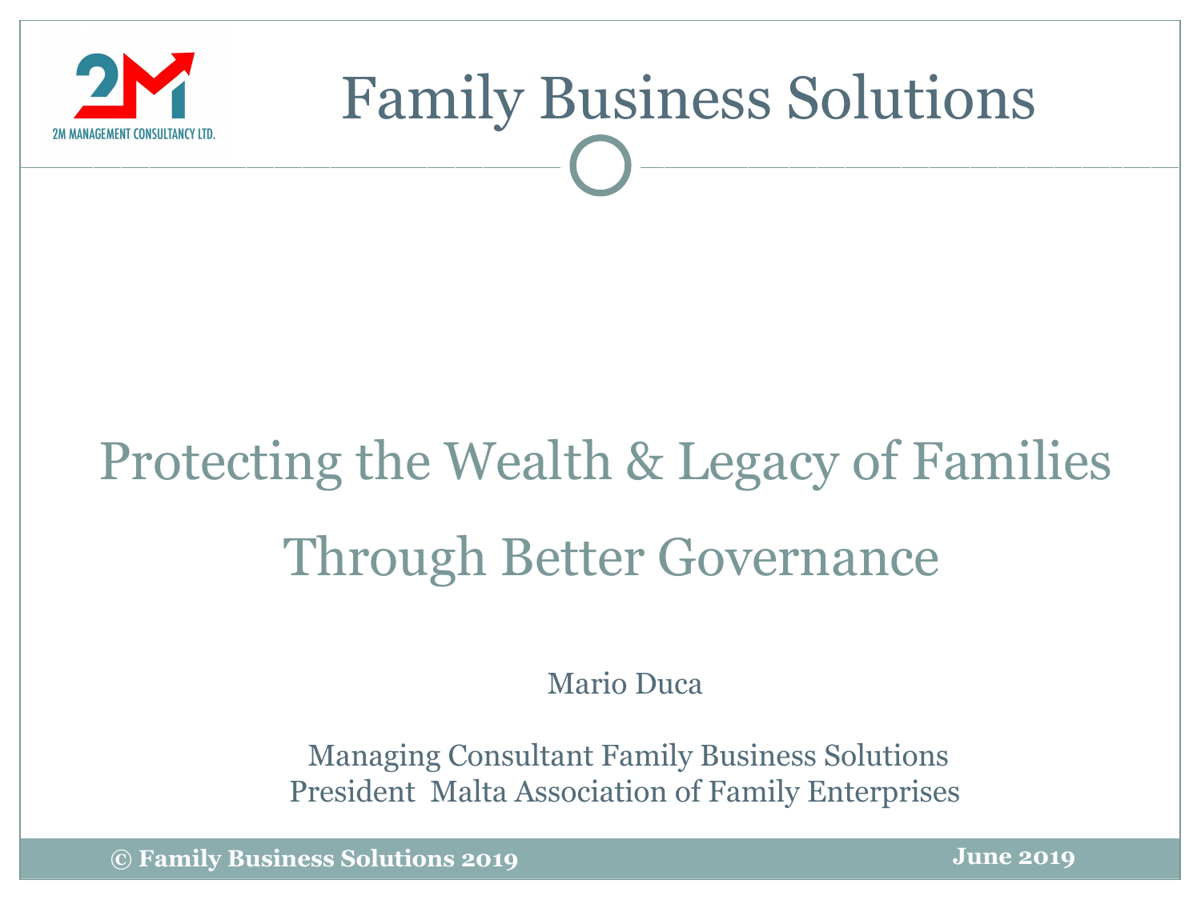2M MANAGEMENT CONSULTANCY LTD.

# Family Business Solutions

## Protecting the Wealth & Legacy of Families Through Better Governance

Mario Duca

Managing Consultant Family Business Solutions
President Malta Association of Family Enterprises

**© Family Business Solutions 2019**

**June 2019**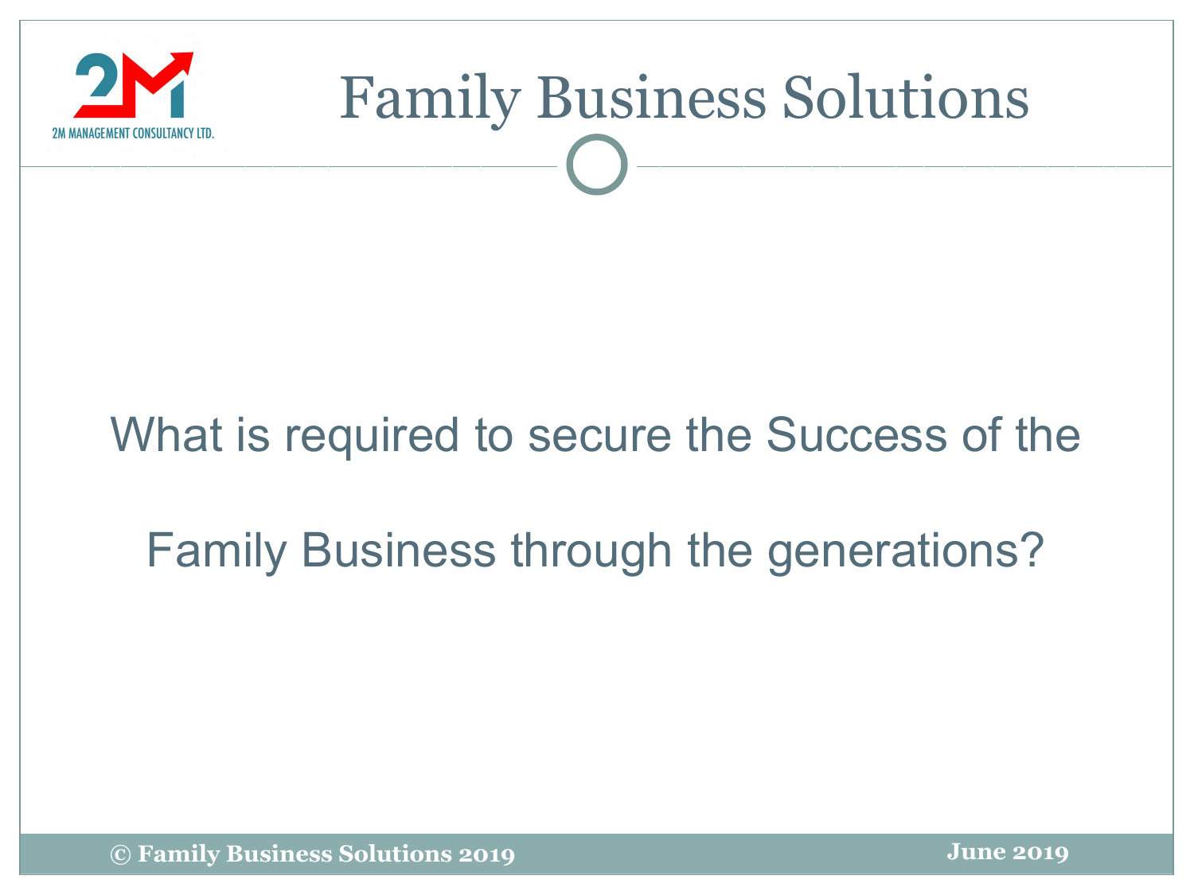# Family Business Solutions

What is required to secure the Success of the Family Business through the generations?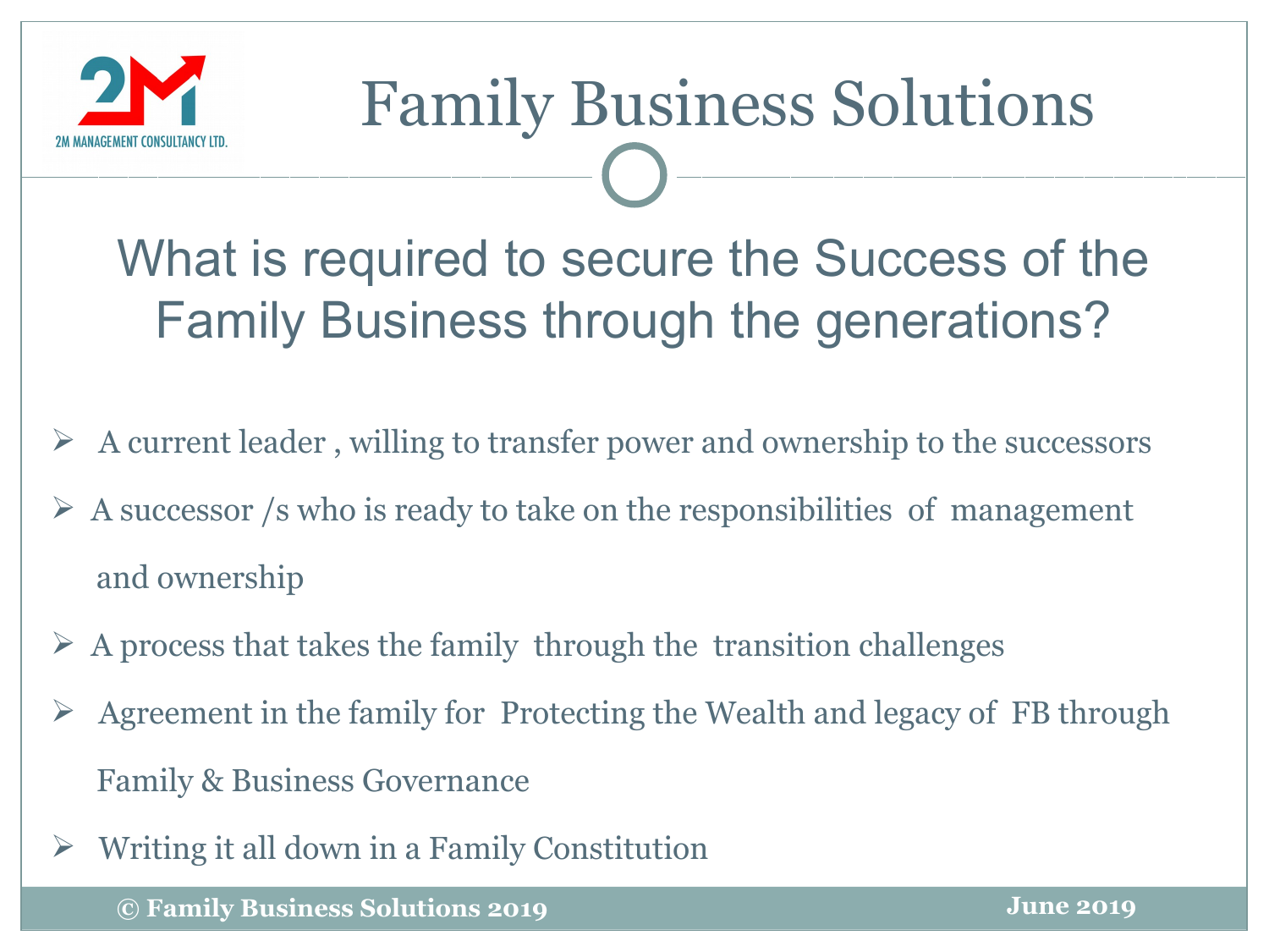# Family Business Solutions

## What is required to secure the Success of the Family Business through the generations?

- A current leader , willing to transfer power and ownership to the successors
- A successor /s who is ready to take on the responsibilities of management and ownership
- A process that takes the family through the transition challenges
- Agreement in the family for Protecting the Wealth and legacy of FB through Family & Business Governance
- Writing it all down in a Family Constitution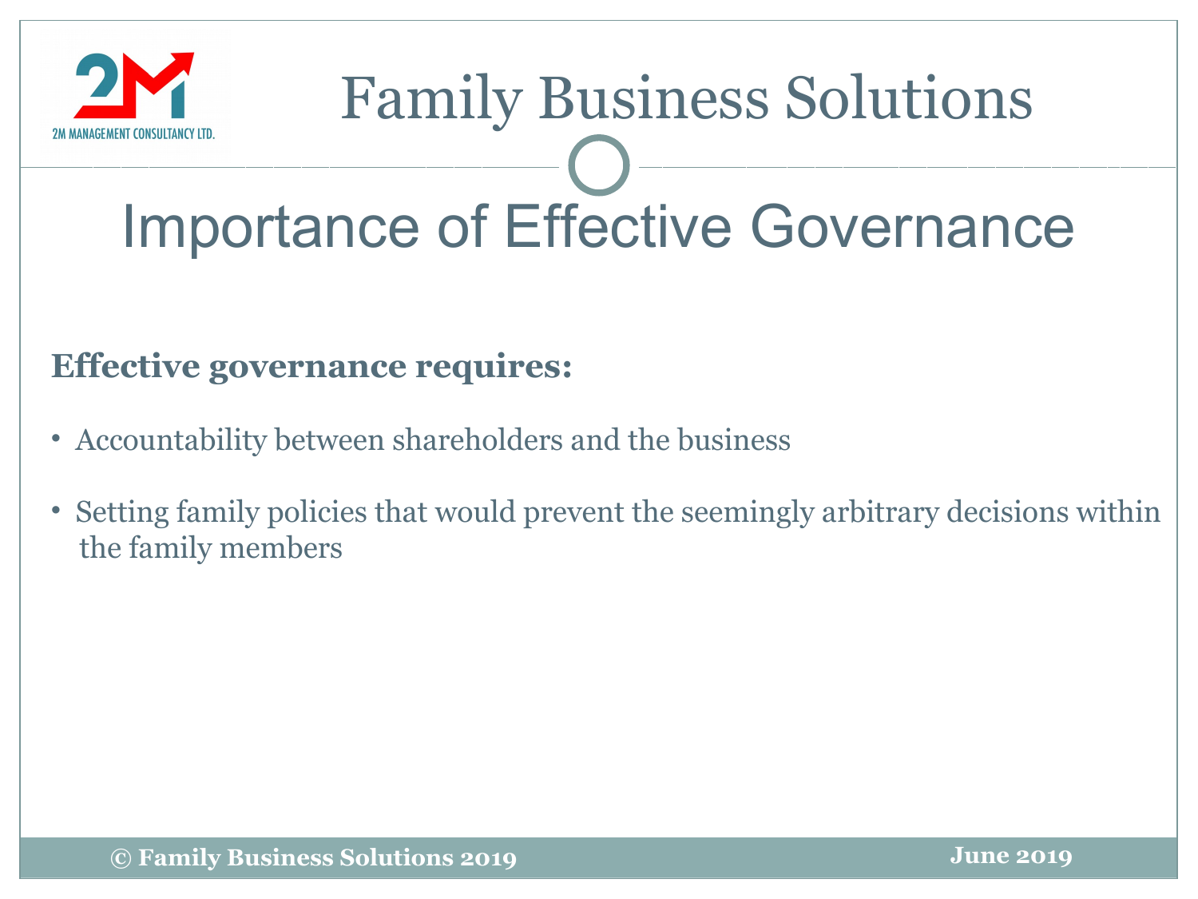# Importance of Effective Governance

**Effective governance requires:**

- Accountability between shareholders and the business
- Setting family policies that would prevent the seemingly arbitrary decisions within the family members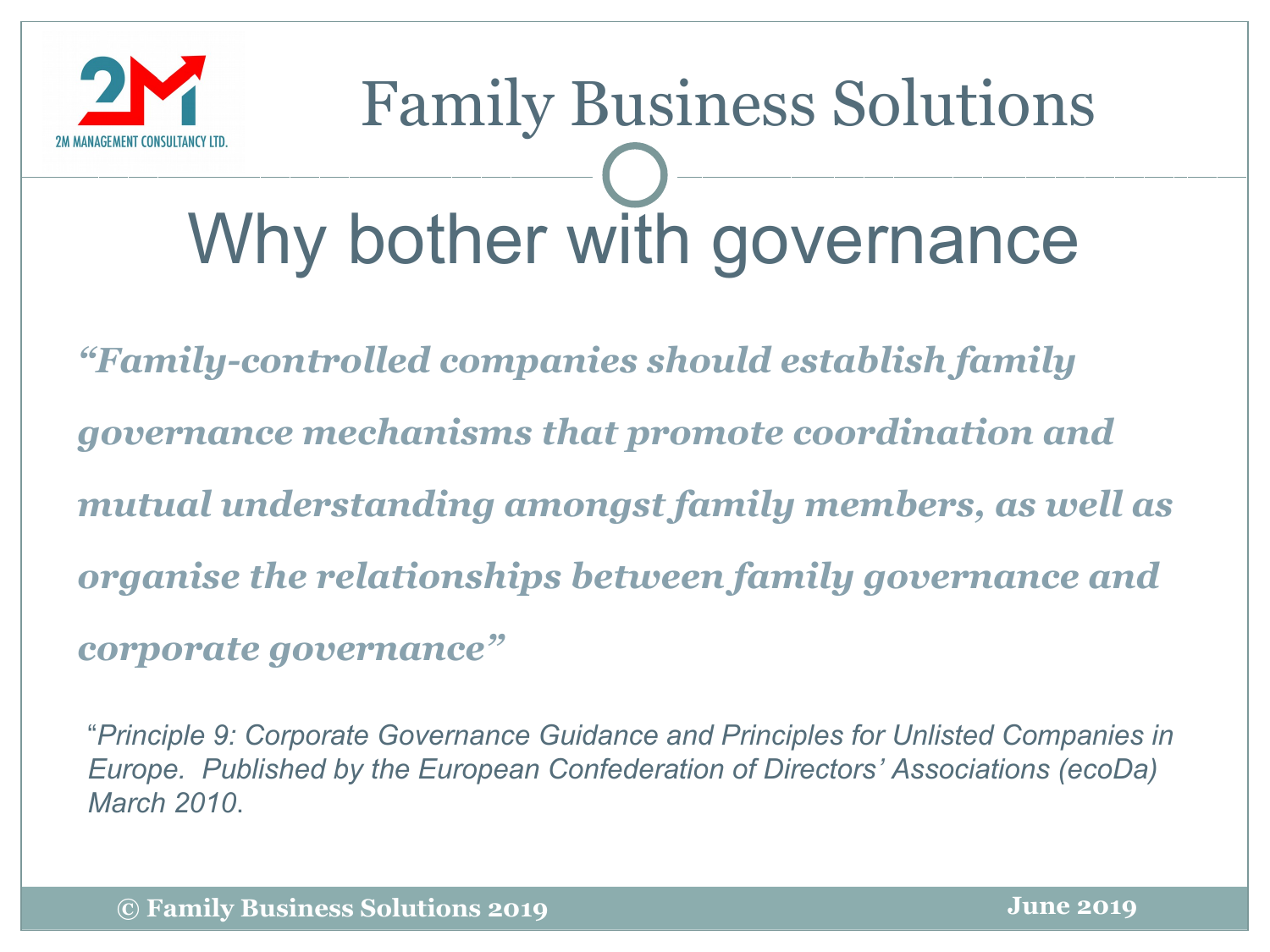# Why bother with governance

***"Family-controlled companies should establish family governance mechanisms that promote coordination and mutual understanding amongst family members, as well as organise the relationships between family governance and corporate governance"***

"*Principle 9: Corporate Governance Guidance and Principles for Unlisted Companies in Europe. Published by the European Confederation of Directors' Associations (ecoDa) March 2010*.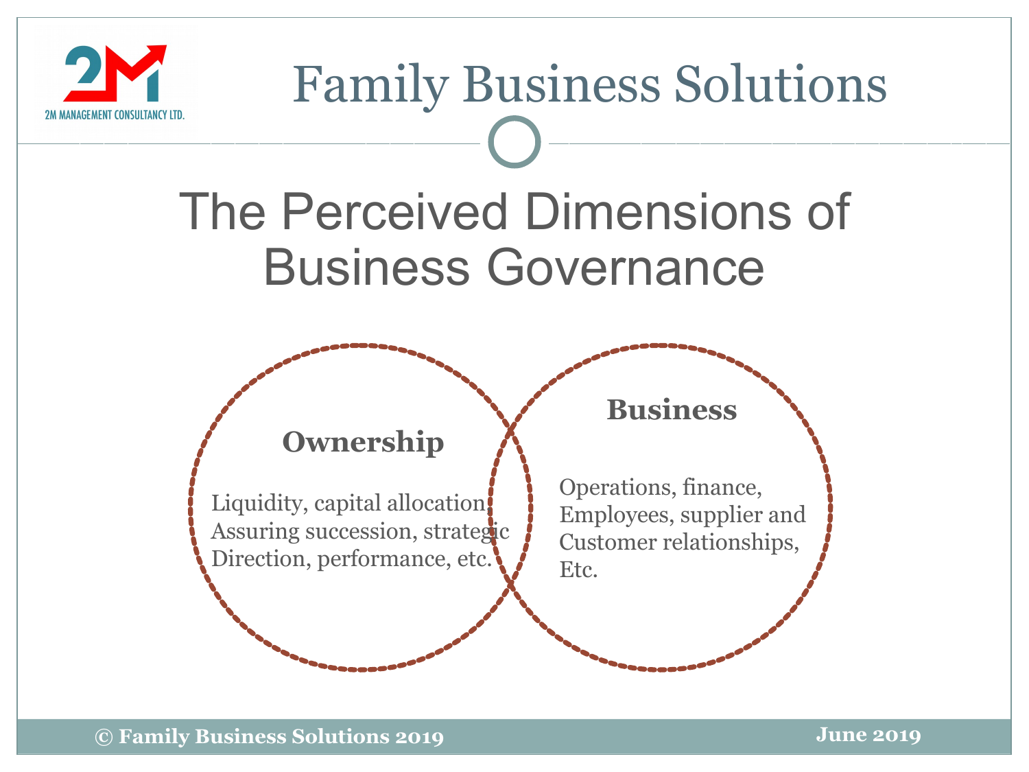# Family Business Solutions

## The Perceived Dimensions of Business Governance

**Ownership**

Liquidity, capital allocation, Assuring succession, strategic Direction, performance, etc.

**Business**

Operations, finance, Employees, supplier and Customer relationships, Etc.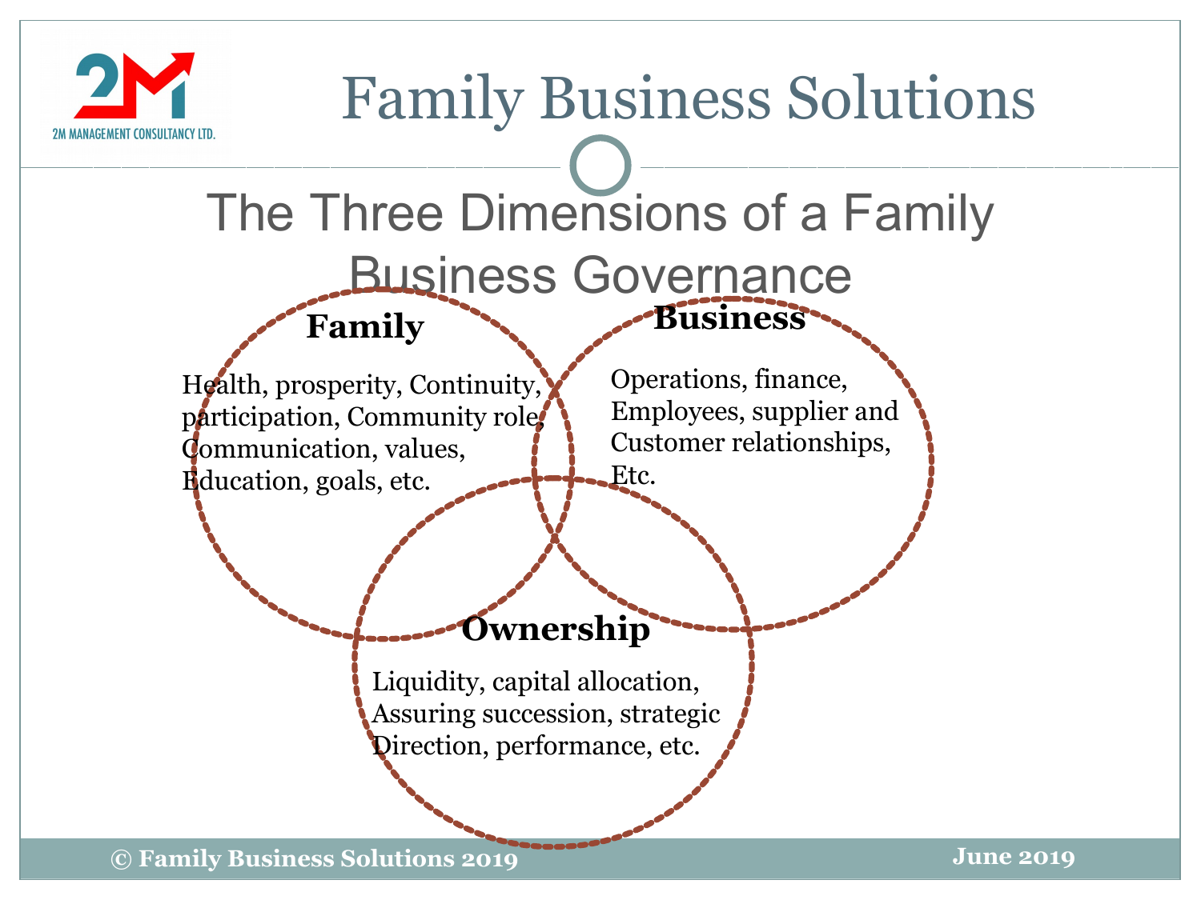# Family Business Solutions

## The Three Dimensions of a Family Business Governance

**Family**

Health, prosperity, Continuity, participation, Community role, Communication, values, Education, goals, etc.

**Business**

Operations, finance, Employees, supplier and Customer relationships, Etc.

**Ownership**

Liquidity, capital allocation, Assuring succession, strategic Direction, performance, etc.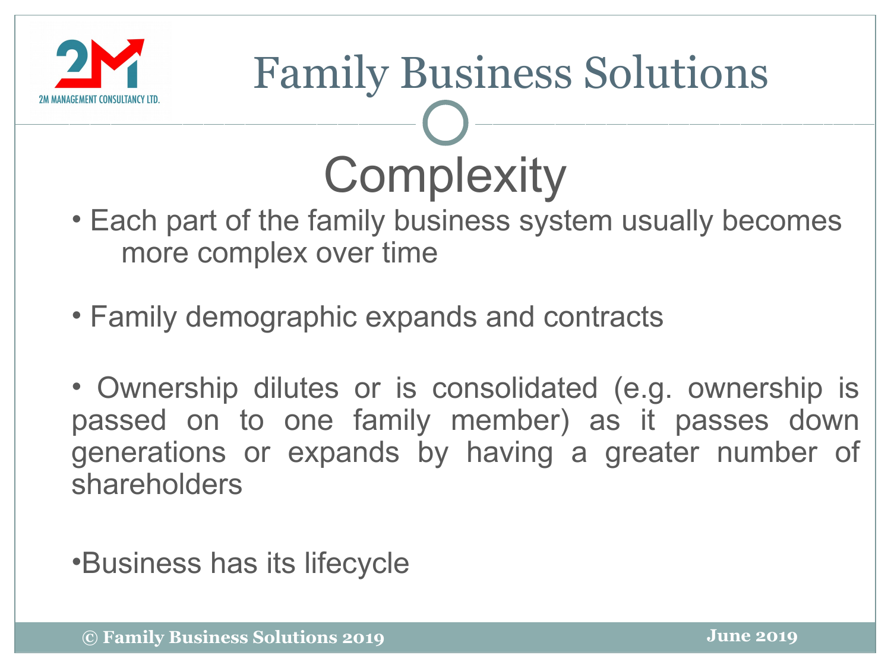# Complexity

- Each part of the family business system usually becomes more complex over time
- Family demographic expands and contracts
- Ownership dilutes or is consolidated (e.g. ownership is passed on to one family member) as it passes down generations or expands by having a greater number of shareholders
- Business has its lifecycle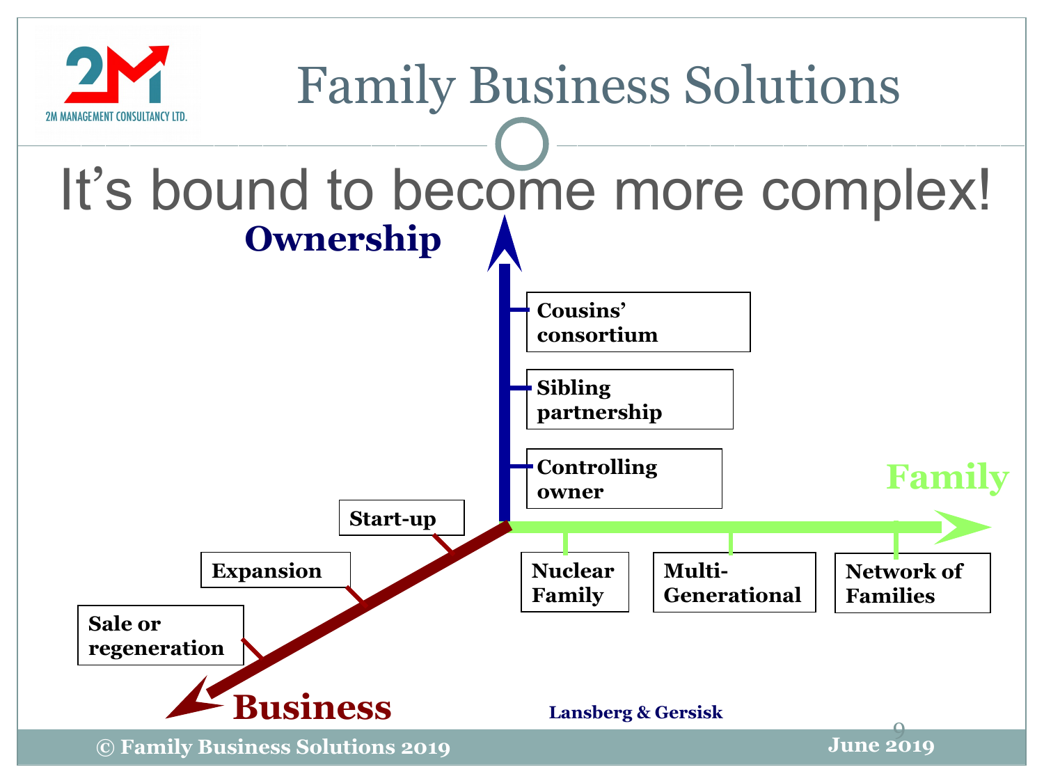# Family Business Solutions

## It's bound to become more complex!

**Ownership**
- Controlling owner
- Sibling partnership
- Cousins' consortium

**Family**
- Nuclear Family
- Multi-Generational
- Network of Families

**Business**
- Start-up
- Expansion
- Sale or regeneration

**Lansberg & Gersisk**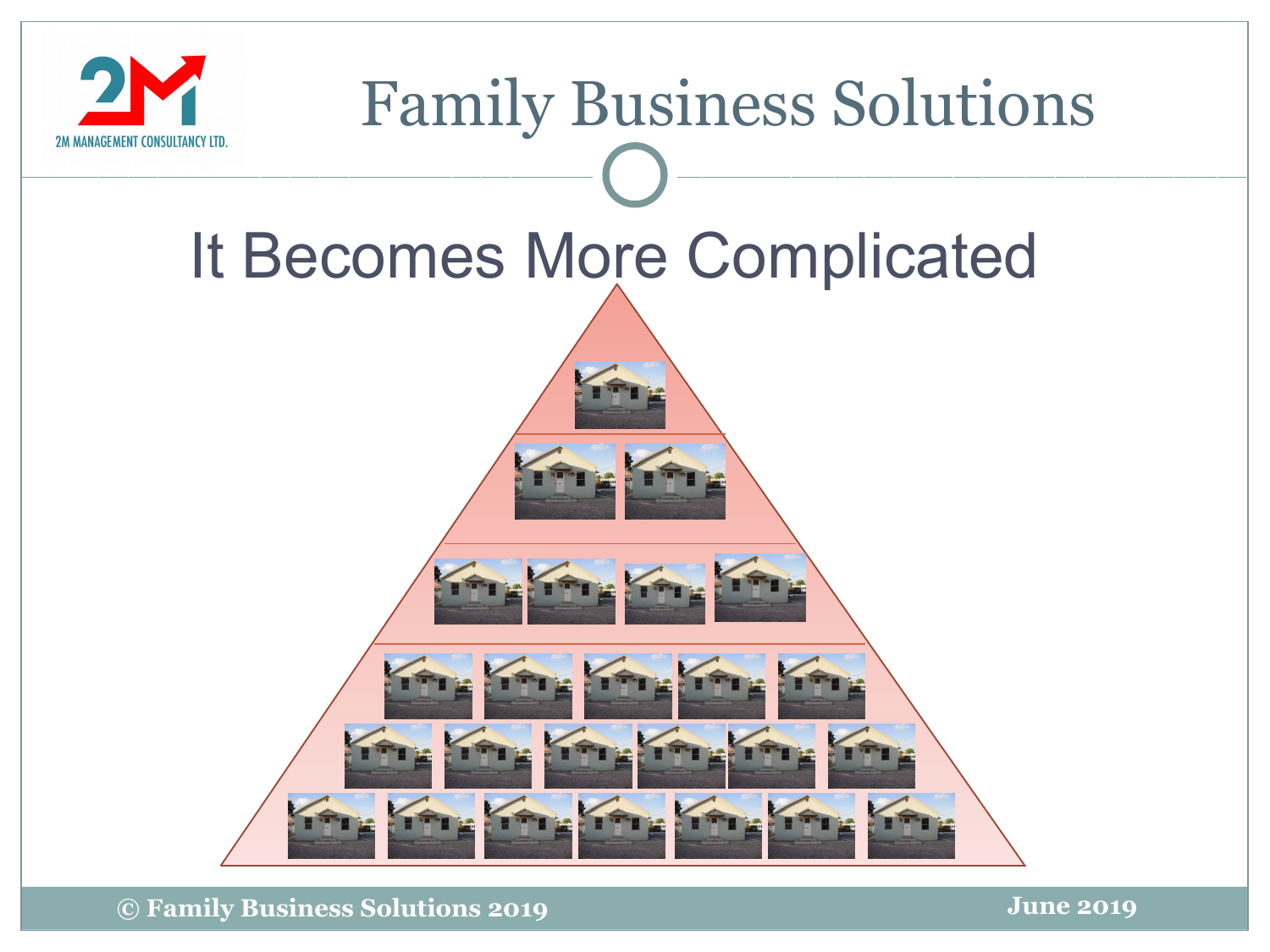# It Becomes More Complicated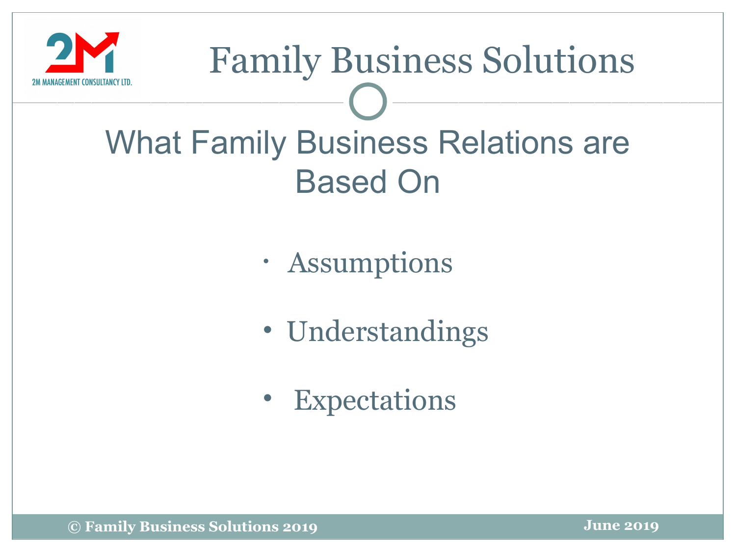# Family Business Solutions

## What Family Business Relations are Based On

- Assumptions
- Understandings
- Expectations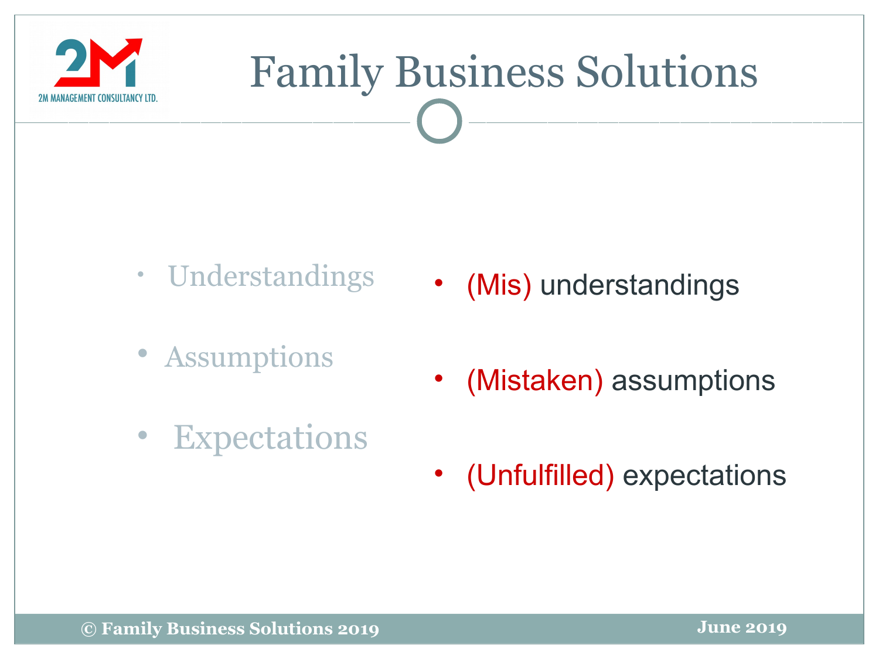# Family Business Solutions

- Understandings
- Assumptions
- Expectations

- (Mis) understandings
- (Mistaken) assumptions
- (Unfulfilled) expectations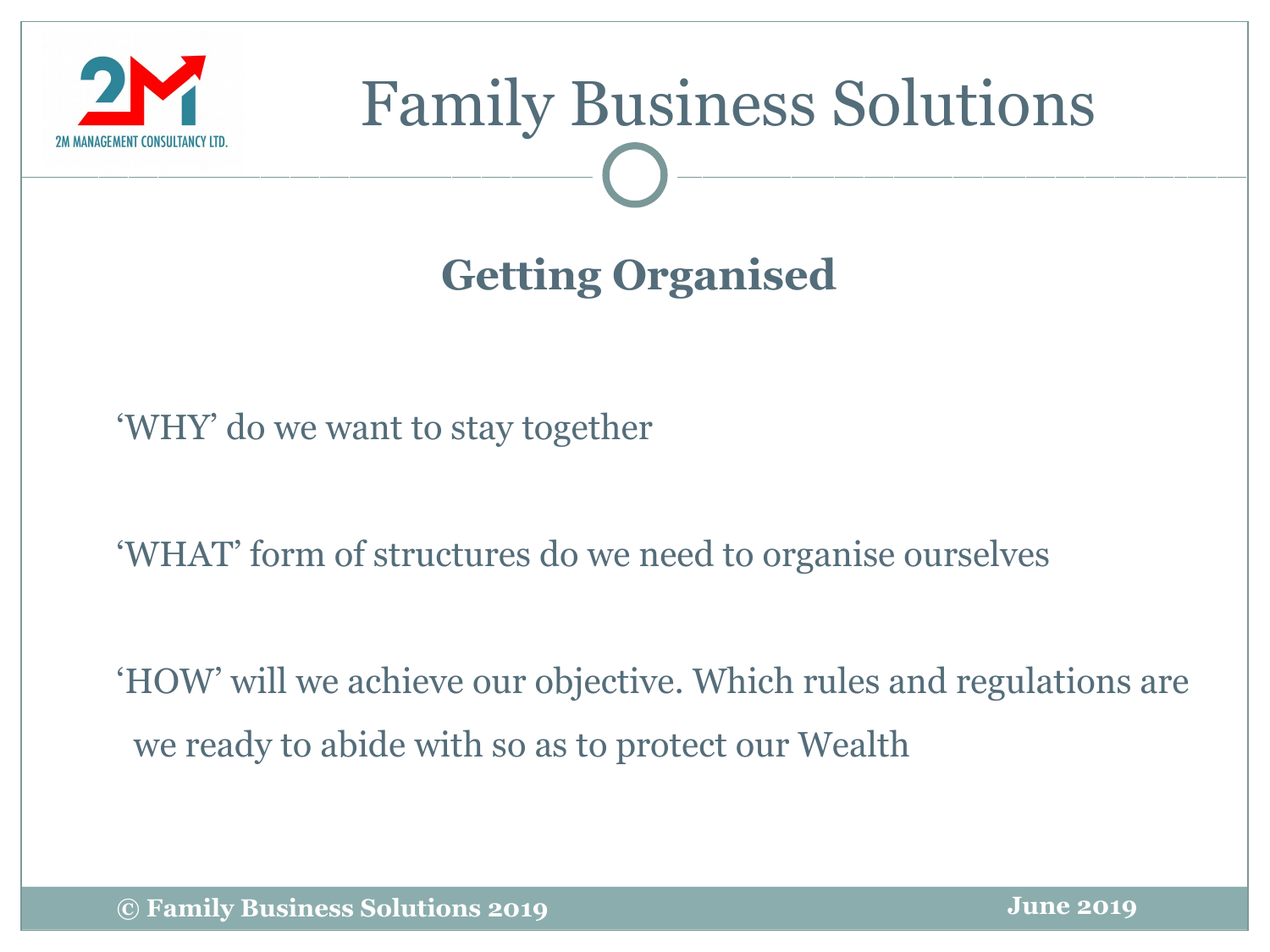# Family Business Solutions

## Getting Organised

'WHY' do we want to stay together

'WHAT' form of structures do we need to organise ourselves

'HOW' will we achieve our objective. Which rules and regulations are we ready to abide with so as to protect our Wealth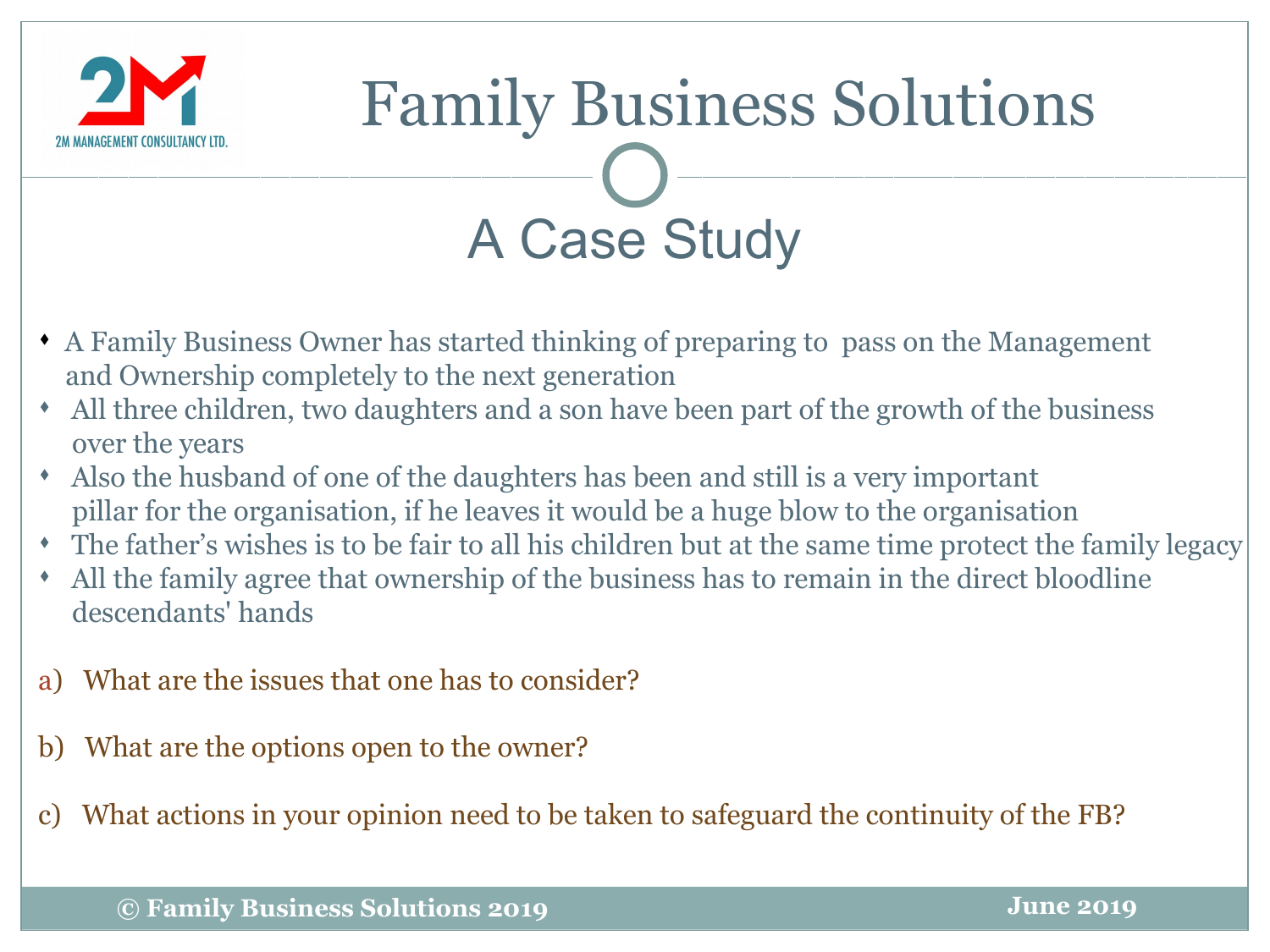# Family Business Solutions

## A Case Study

- A Family Business Owner has started thinking of preparing to pass on the Management and Ownership completely to the next generation
- All three children, two daughters and a son have been part of the growth of the business over the years
- Also the husband of one of the daughters has been and still is a very important pillar for the organisation, if he leaves it would be a huge blow to the organisation
- The father's wishes is to be fair to all his children but at the same time protect the family legacy
- All the family agree that ownership of the business has to remain in the direct bloodline descendants' hands

a) What are the issues that one has to consider?

b) What are the options open to the owner?

c) What actions in your opinion need to be taken to safeguard the continuity of the FB?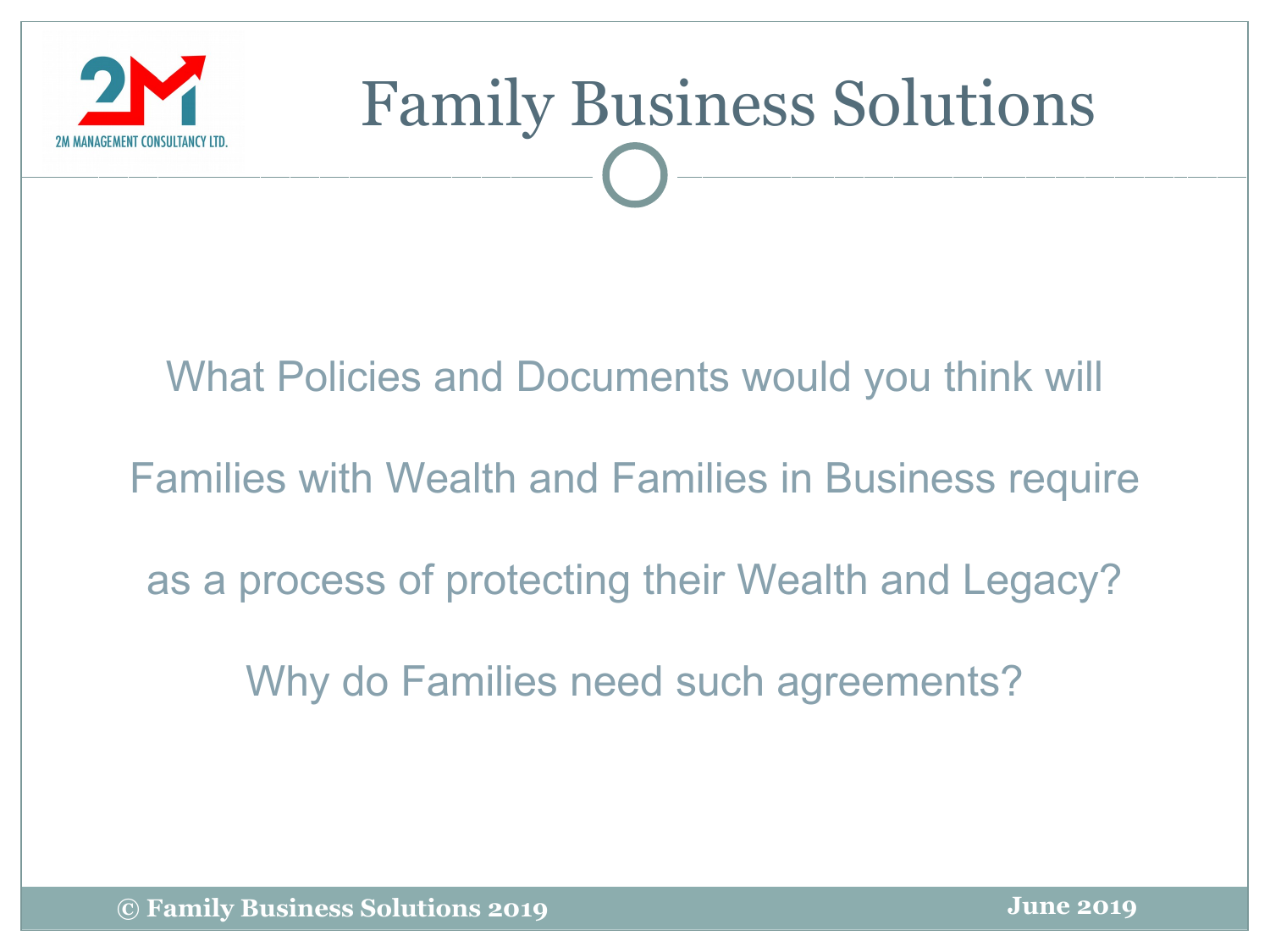# Family Business Solutions

What Policies and Documents would you think will Families with Wealth and Families in Business require as a process of protecting their Wealth and Legacy?

Why do Families need such agreements?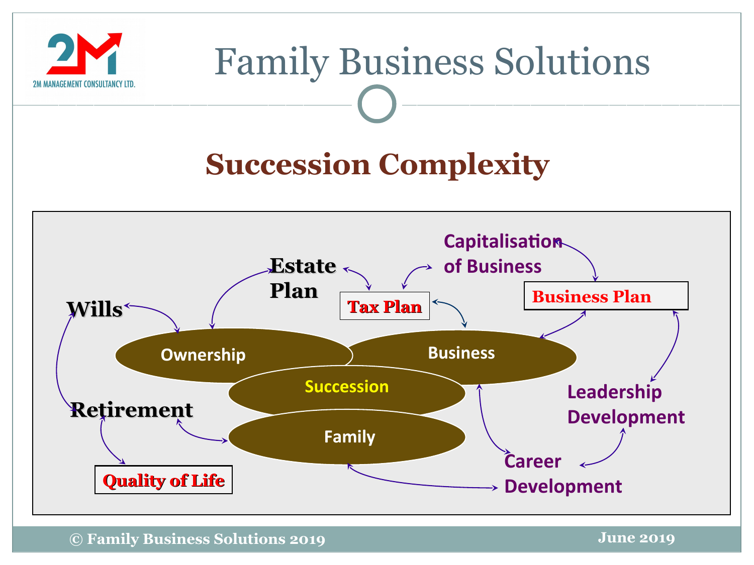# Family Business Solutions

## Succession Complexity

Estate Plan

Tax Plan

Capitalisation of Business

Business Plan

Wills

Ownership

Business

Succession

Retirement

Family

Leadership Development

Quality of Life

Career Development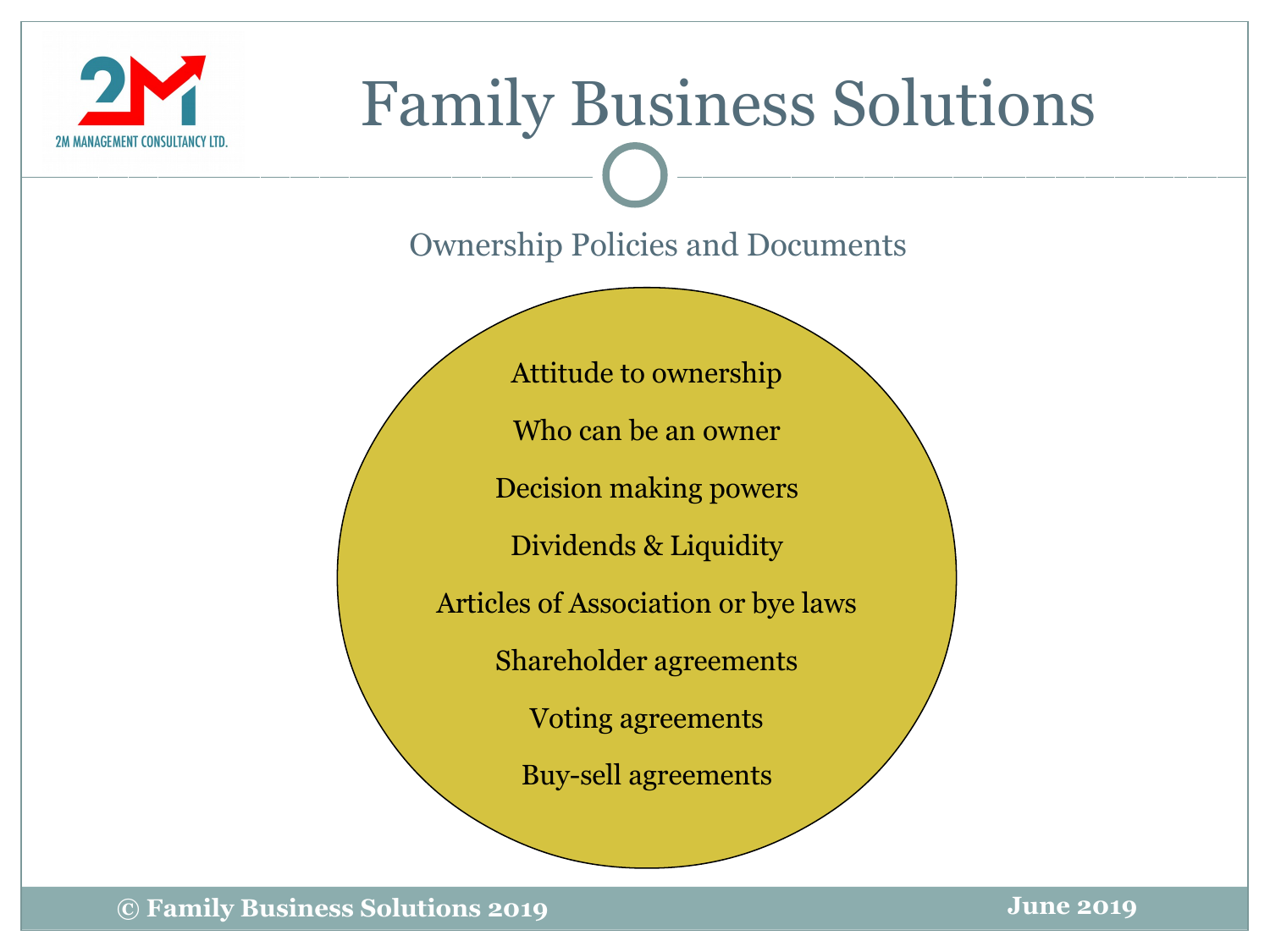# Family Business Solutions

## Ownership Policies and Documents

- Attitude to ownership
- Who can be an owner
- Decision making powers
- Dividends & Liquidity
- Articles of Association or bye laws
- Shareholder agreements
- Voting agreements
- Buy-sell agreements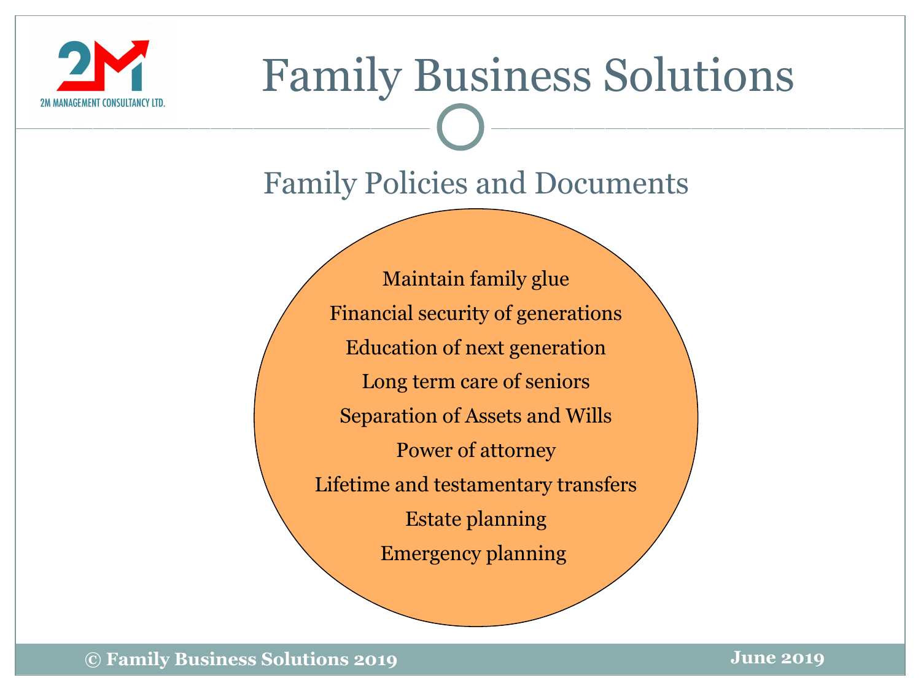# Family Business Solutions

## Family Policies and Documents

- Maintain family glue
- Financial security of generations
- Education of next generation
- Long term care of seniors
- Separation of Assets and Wills
- Power of attorney
- Lifetime and testamentary transfers
- Estate planning
- Emergency planning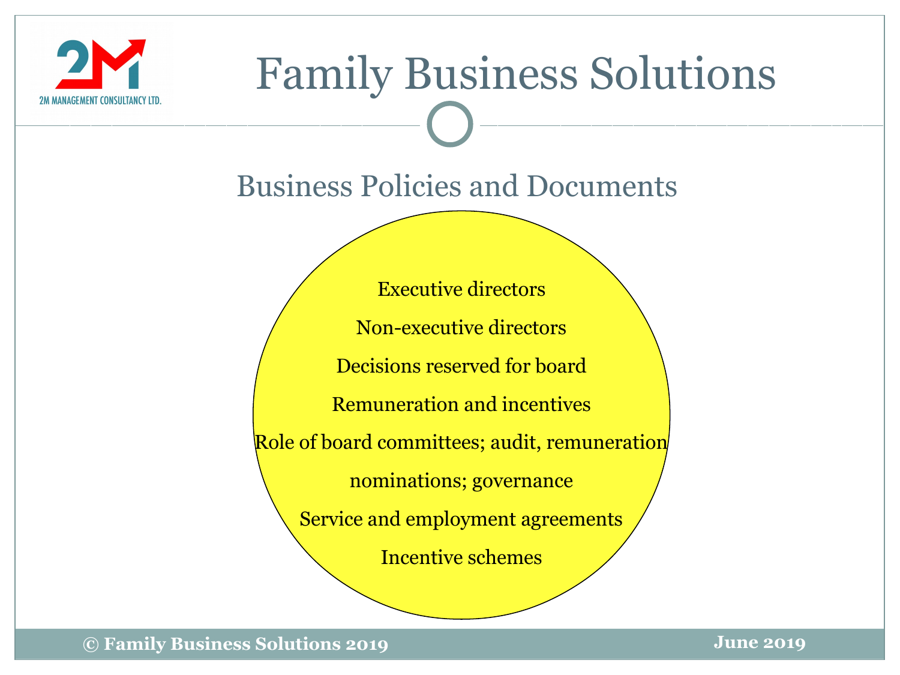# Family Business Solutions

## Business Policies and Documents

Executive directors

Non-executive directors

Decisions reserved for board

Remuneration and incentives

Role of board committees; audit, remuneration nominations; governance

Service and employment agreements

Incentive schemes

© Family Business Solutions 2019

June 2019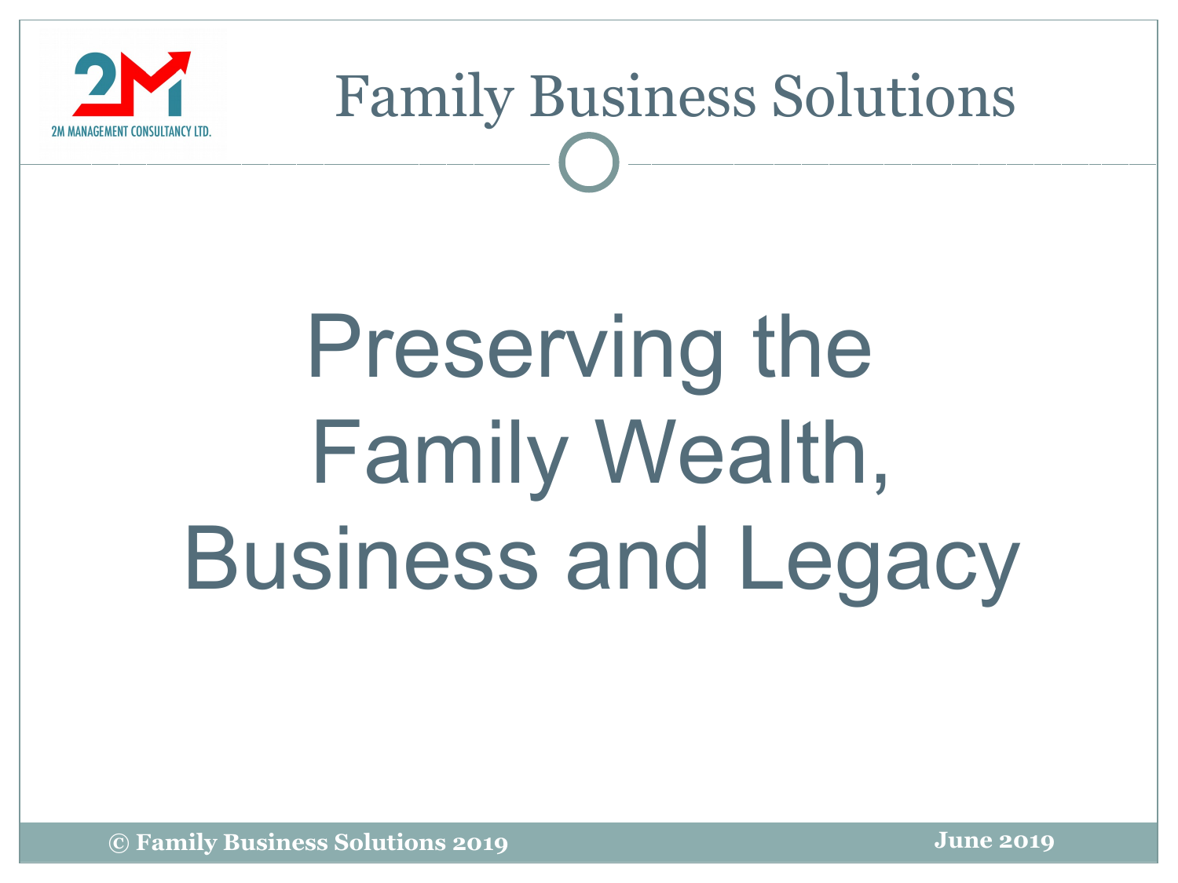# Family Business Solutions

# Preserving the Family Wealth, Business and Legacy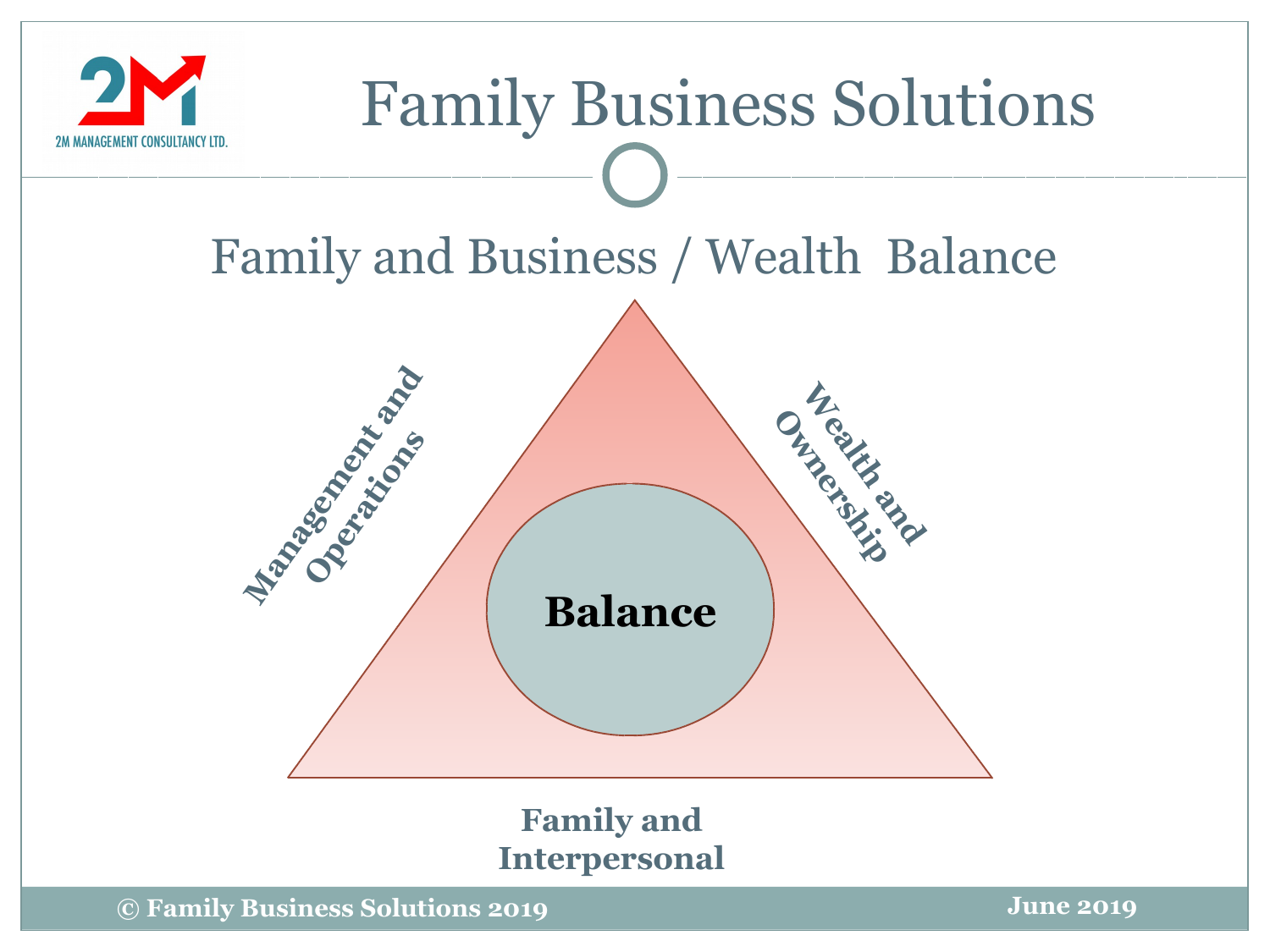# Family Business Solutions

## Family and Business / Wealth Balance

Management and Operations

Wealth and Ownership

**Balance**

Family and Interpersonal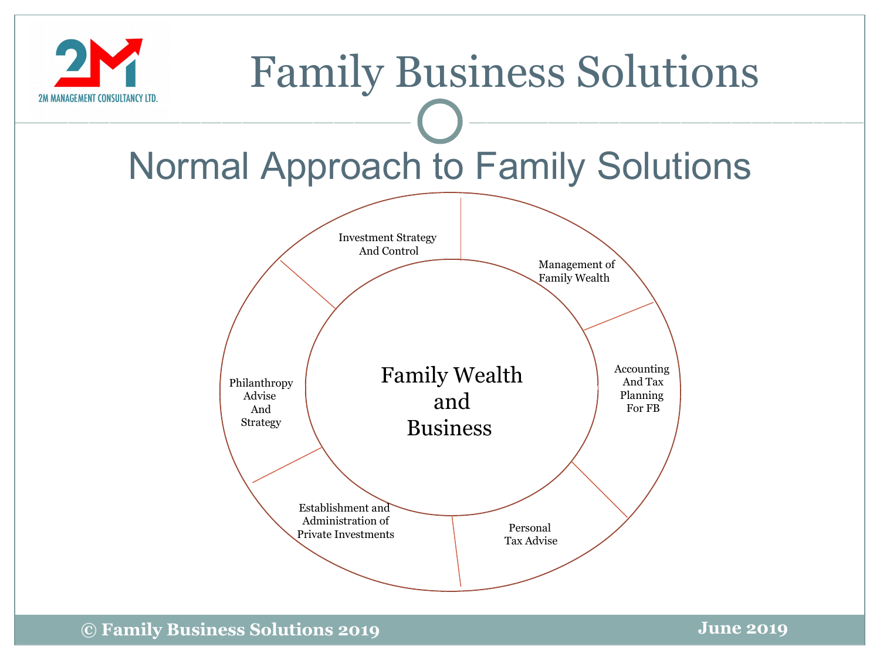# Family Business Solutions

## Normal Approach to Family Solutions

**Family Wealth and Business**

- Investment Strategy And Control
- Management of Family Wealth
- Accounting And Tax Planning For FB
- Personal Tax Advise
- Establishment and Administration of Private Investments
- Philanthropy Advise And Strategy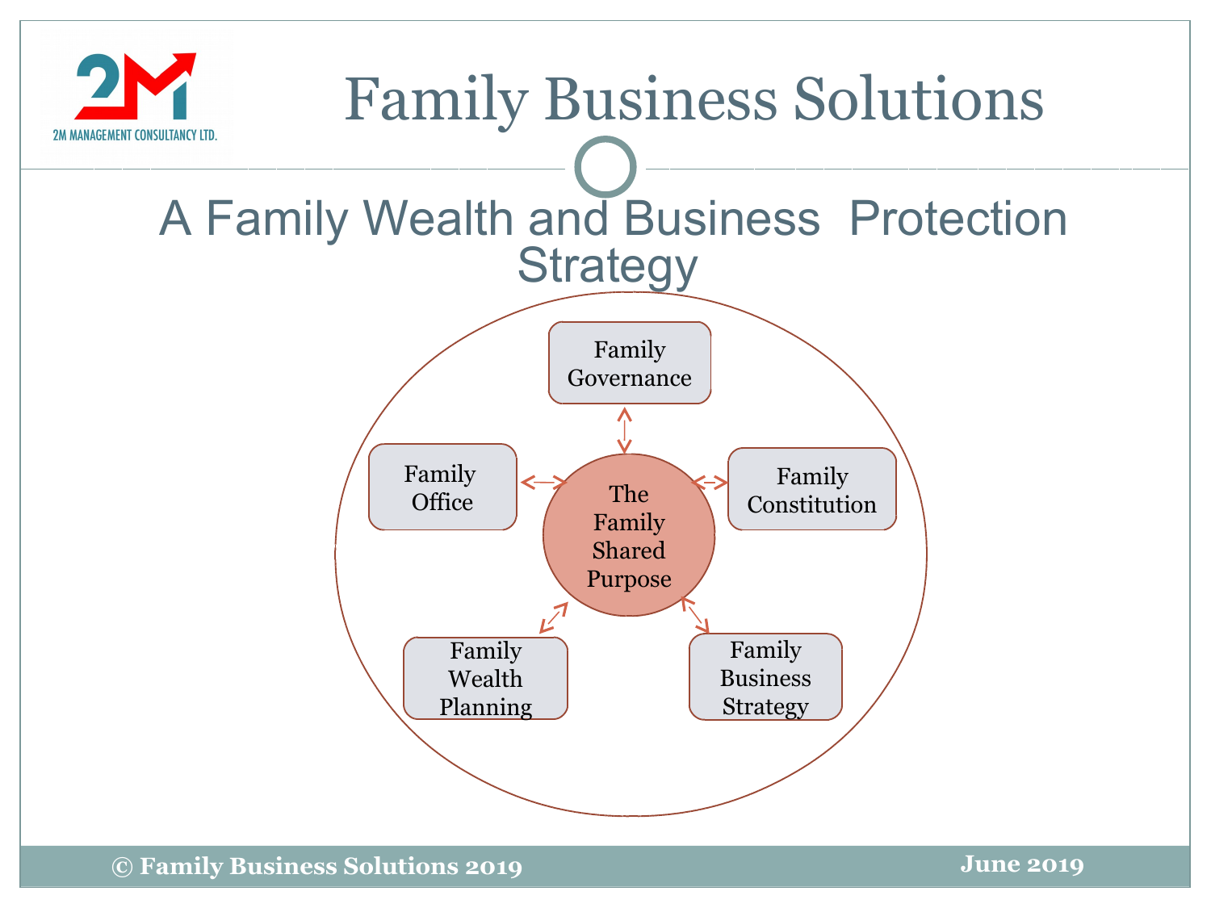# Family Business Solutions

## A Family Wealth and Business Protection Strategy

- The Family Shared Purpose
  - Family Governance
  - Family Constitution
  - Family Business Strategy
  - Family Wealth Planning
  - Family Office

© Family Business Solutions 2019

June 2019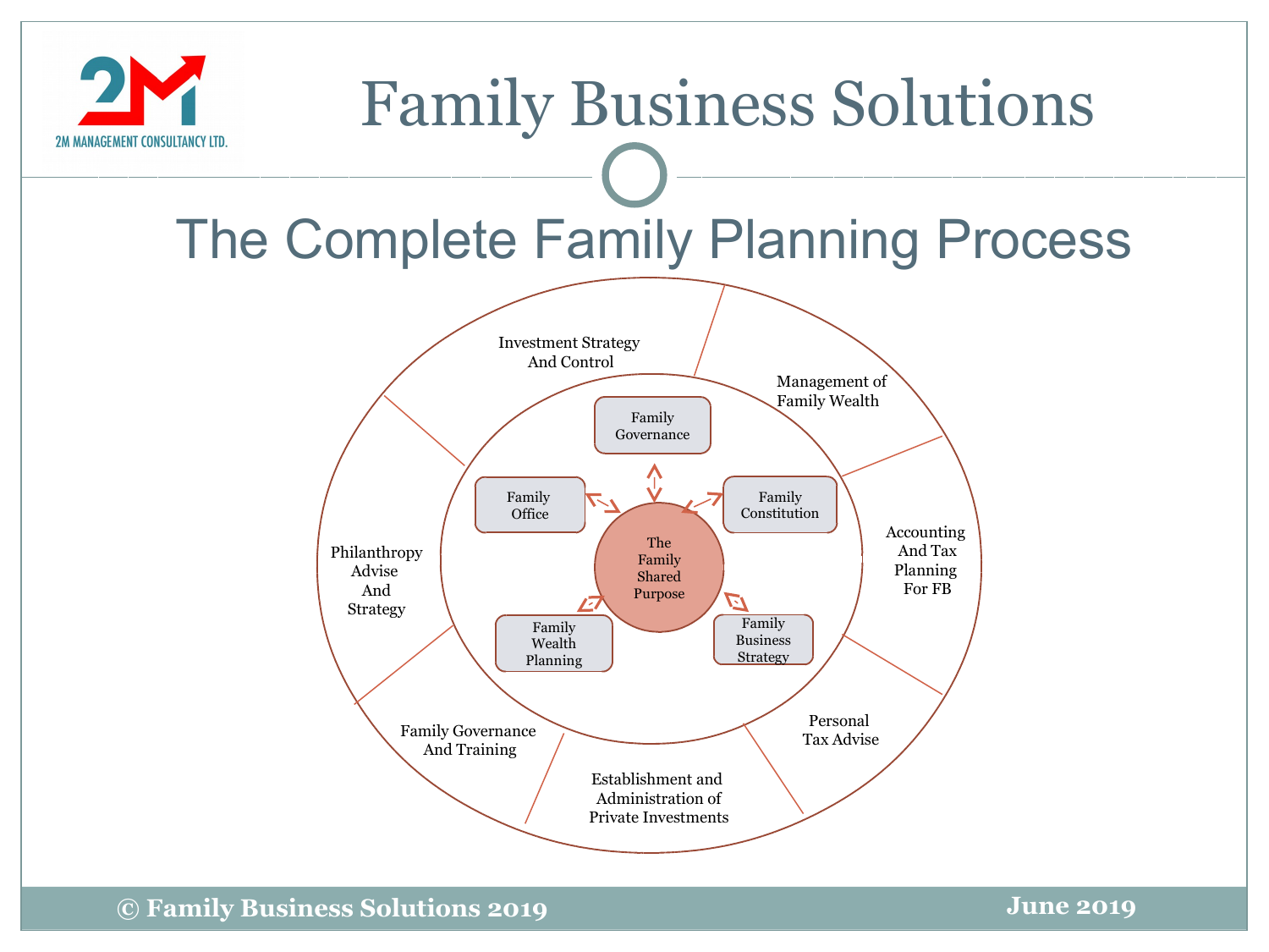# Family Business Solutions

## The Complete Family Planning Process

- The Family Shared Purpose
  - Family Governance
  - Family Constitution
  - Family Business Strategy
  - Family Wealth Planning
  - Family Office
- Investment Strategy And Control
- Management of Family Wealth
- Accounting And Tax Planning For FB
- Personal Tax Advise
- Establishment and Administration of Private Investments
- Family Governance And Training
- Philanthropy Advise And Strategy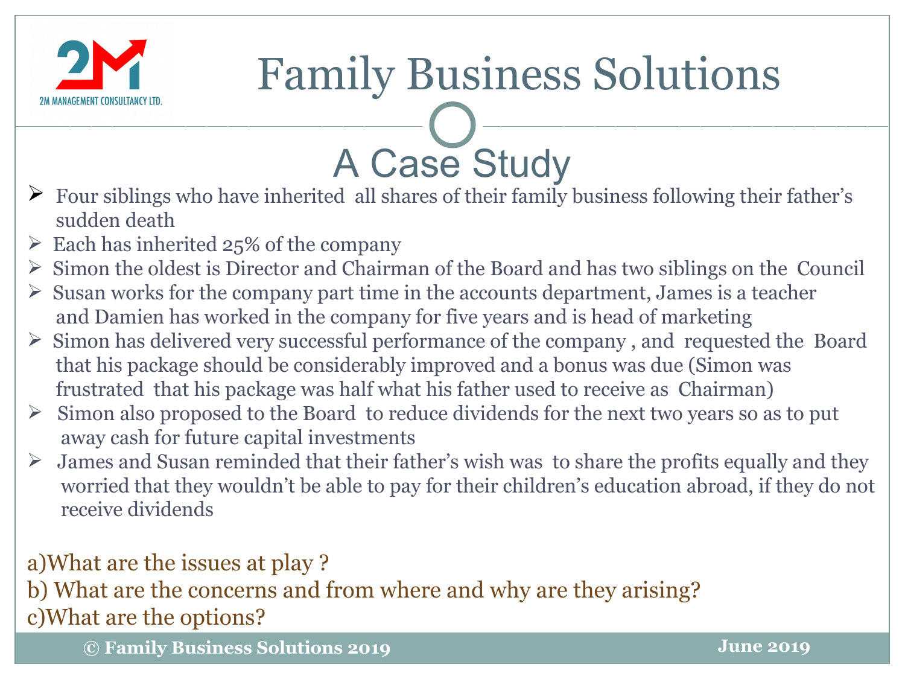# Family Business Solutions

## A Case Study

- Four siblings who have inherited all shares of their family business following their father's sudden death
- Each has inherited 25% of the company
- Simon the oldest is Director and Chairman of the Board and has two siblings on the Council
- Susan works for the company part time in the accounts department, James is a teacher and Damien has worked in the company for five years and is head of marketing
- Simon has delivered very successful performance of the company , and requested the Board that his package should be considerably improved and a bonus was due (Simon was frustrated that his package was half what his father used to receive as Chairman)
- Simon also proposed to the Board to reduce dividends for the next two years so as to put away cash for future capital investments
- James and Susan reminded that their father's wish was to share the profits equally and they worried that they wouldn't be able to pay for their children's education abroad, if they do not receive dividends

a)What are the issues at play ?
b) What are the concerns and from where and why are they arising?
c)What are the options?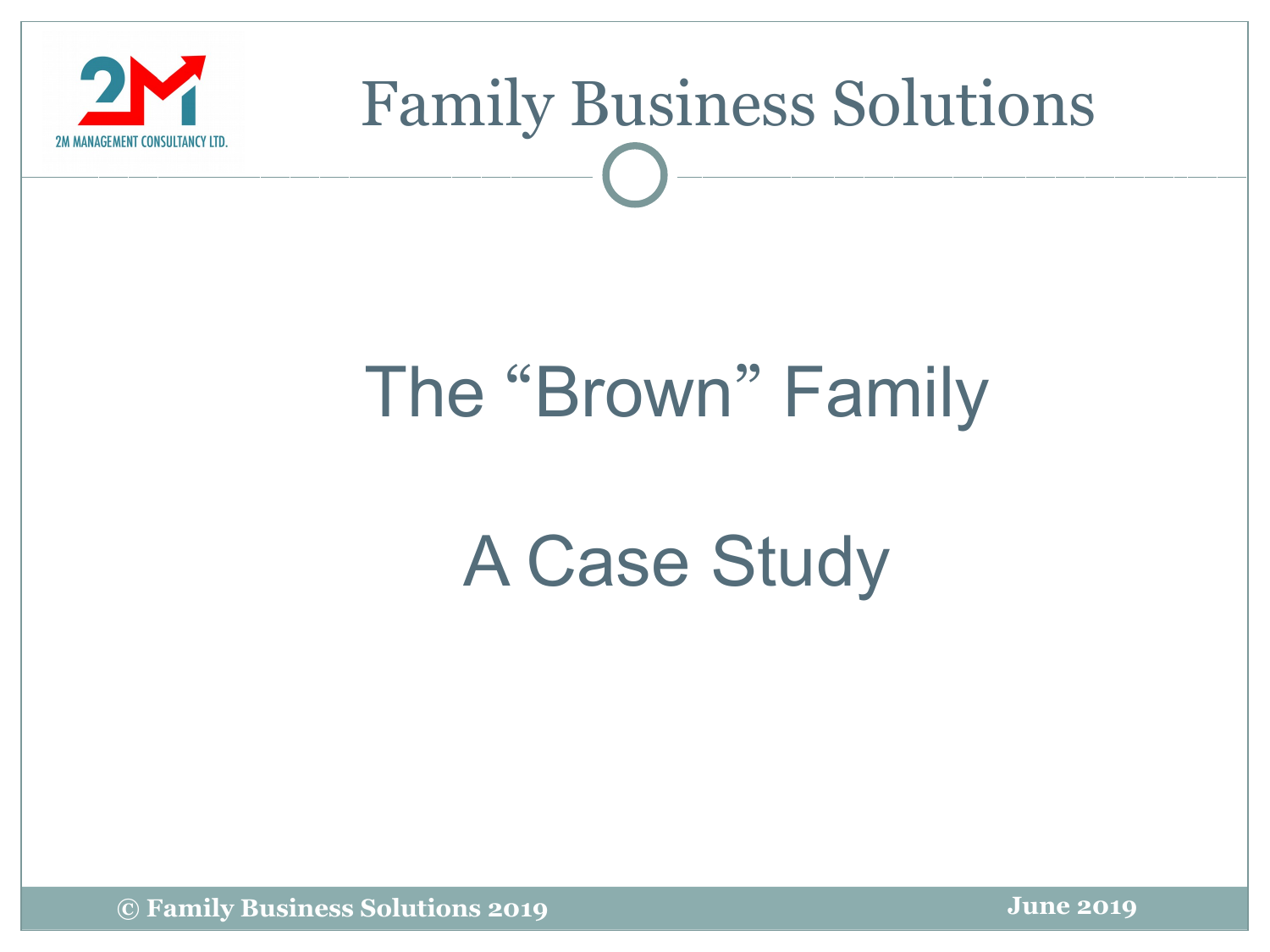# Family Business Solutions

## The "Brown" Family

## A Case Study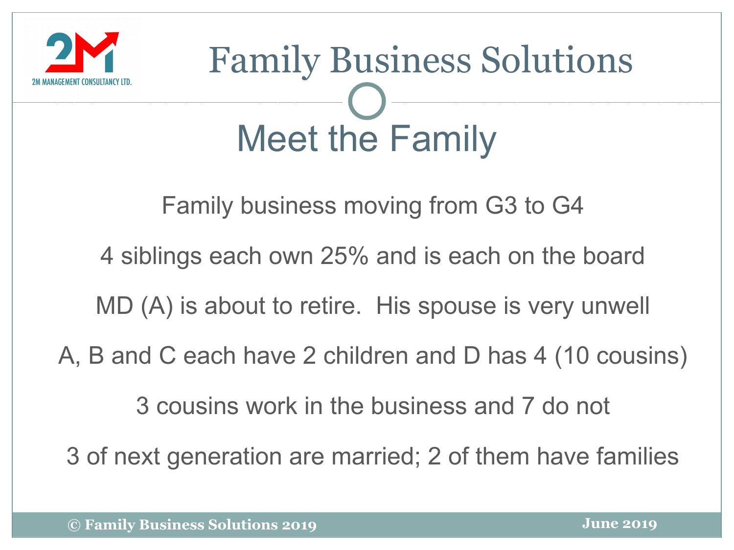# Family Business Solutions

## Meet the Family

Family business moving from G3 to G4

4 siblings each own 25% and is each on the board

MD (A) is about to retire. His spouse is very unwell

A, B and C each have 2 children and D has 4 (10 cousins)

3 cousins work in the business and 7 do not

3 of next generation are married; 2 of them have families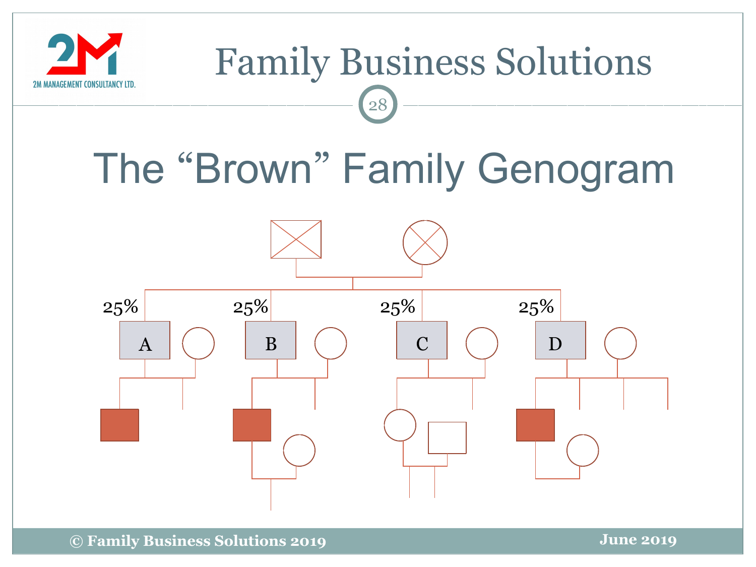# The "Brown" Family Genogram

25% A

25% B

25% C

25% D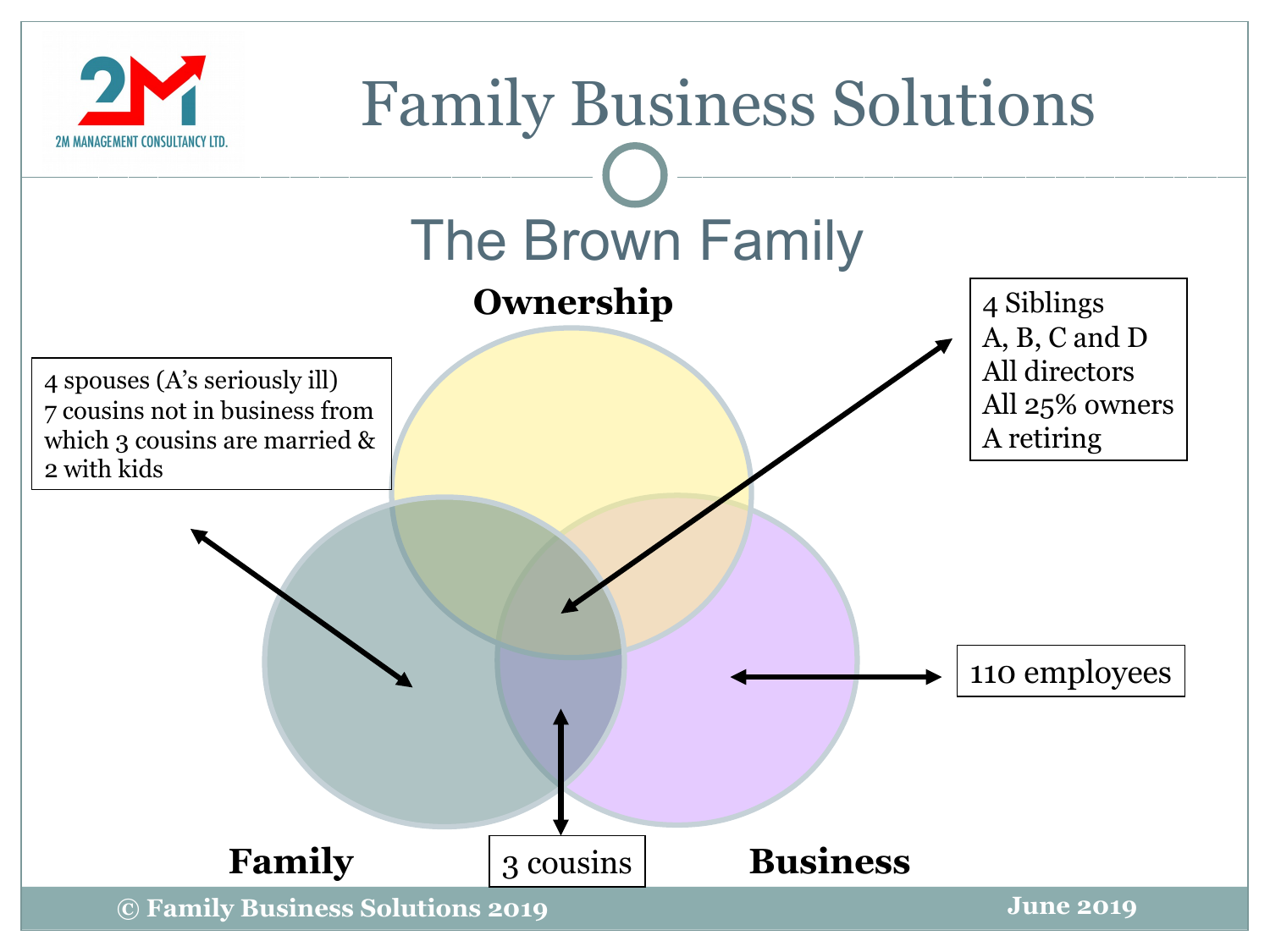# Family Business Solutions

## The Brown Family

**Ownership**

**Family**

**Business**

4 spouses (A's seriously ill)
7 cousins not in business from which 3 cousins are married & 2 with kids

4 Siblings
A, B, C and D
All directors
All 25% owners
A retiring

110 employees

3 cousins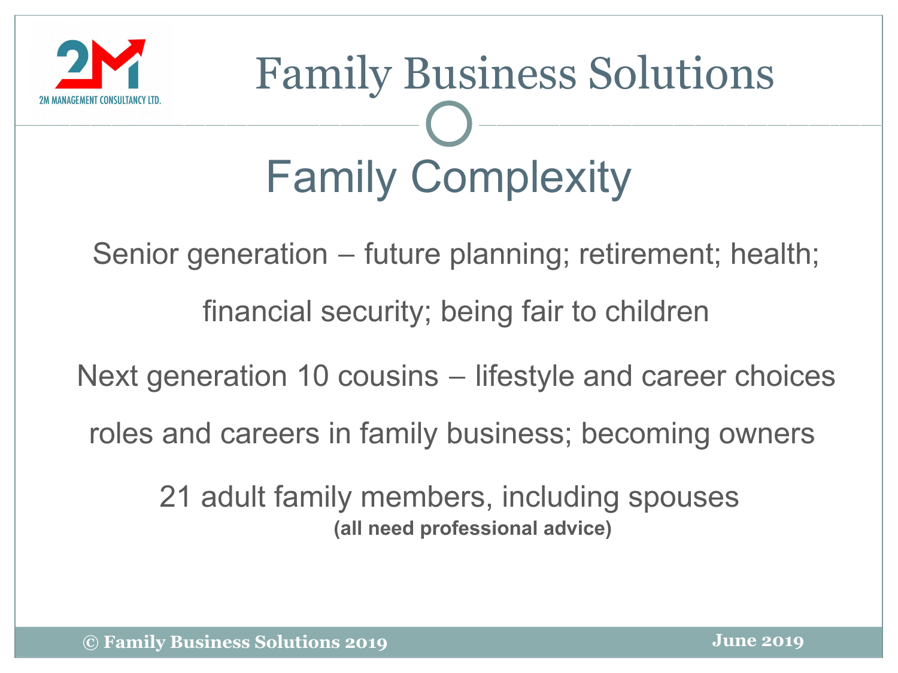# Family Business Solutions

## Family Complexity

Senior generation – future planning; retirement; health;

financial security; being fair to children

Next generation 10 cousins – lifestyle and career choices

roles and careers in family business; becoming owners

21 adult family members, including spouses

**(all need professional advice)**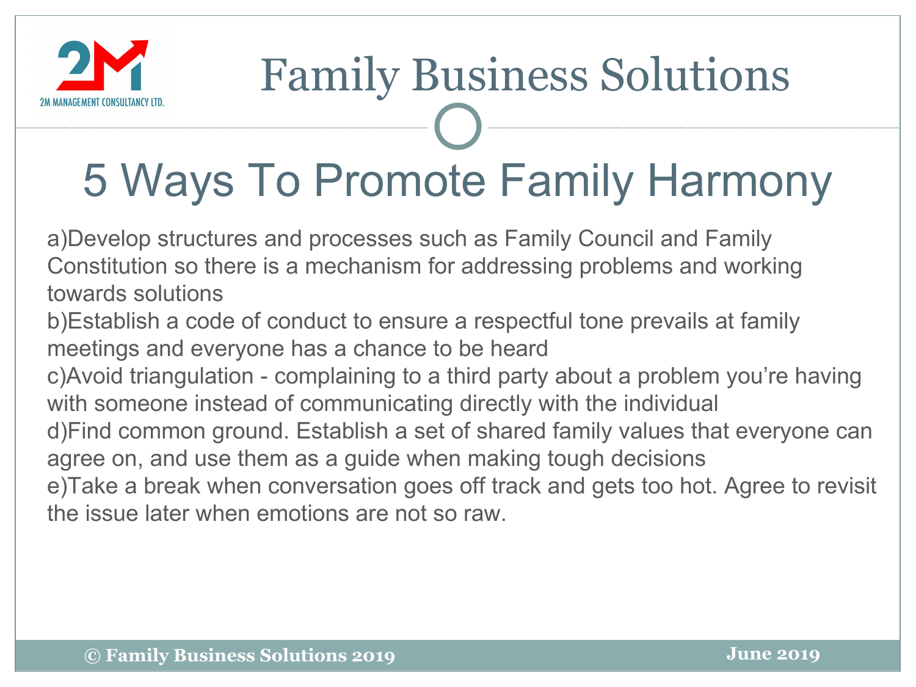# Family Business Solutions

## 5 Ways To Promote Family Harmony

a)Develop structures and processes such as Family Council and Family Constitution so there is a mechanism for addressing problems and working towards solutions

b)Establish a code of conduct to ensure a respectful tone prevails at family meetings and everyone has a chance to be heard

c)Avoid triangulation - complaining to a third party about a problem you're having with someone instead of communicating directly with the individual

d)Find common ground. Establish a set of shared family values that everyone can agree on, and use them as a guide when making tough decisions

e)Take a break when conversation goes off track and gets too hot. Agree to revisit the issue later when emotions are not so raw.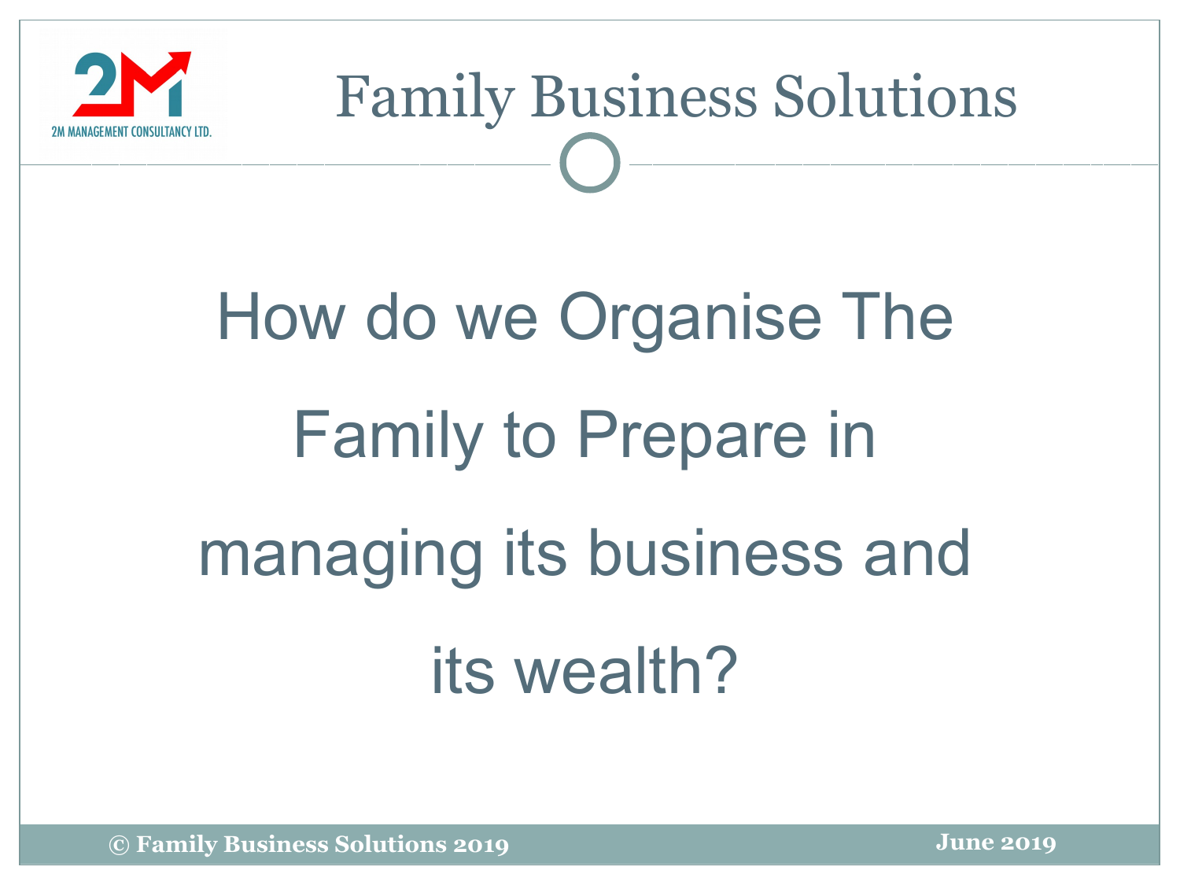# How do we Organise The Family to Prepare in managing its business and its wealth?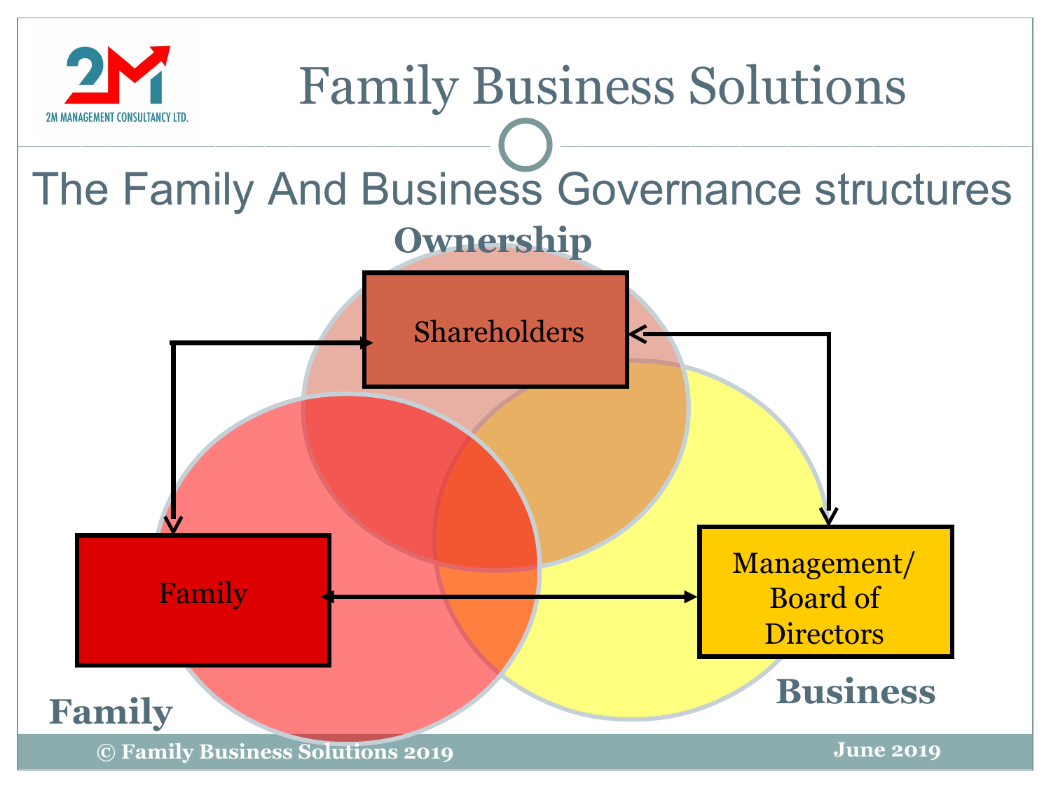# Family Business Solutions

## The Family And Business Governance structures

**Ownership**

Shareholders

Family

Management/ Board of Directors

**Family**

**Business**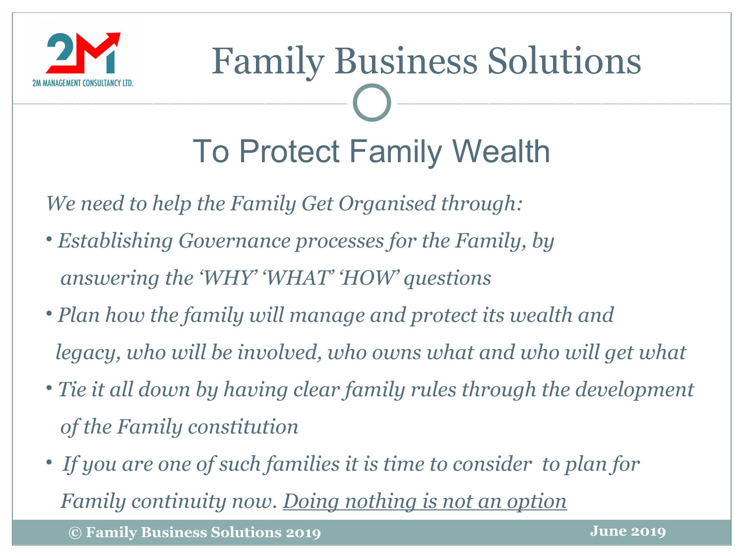# Family Business Solutions

## To Protect Family Wealth

*We need to help the Family Get Organised through:*

- *Establishing Governance processes for the Family, by answering the 'WHY' 'WHAT' 'HOW' questions*
- *Plan how the family will manage and protect its wealth and legacy, who will be involved, who owns what and who will get what*
- *Tie it all down by having clear family rules through the development of the Family constitution*
- *If you are one of such families it is time to consider to plan for Family continuity now. <u>Doing nothing is not an option</u>*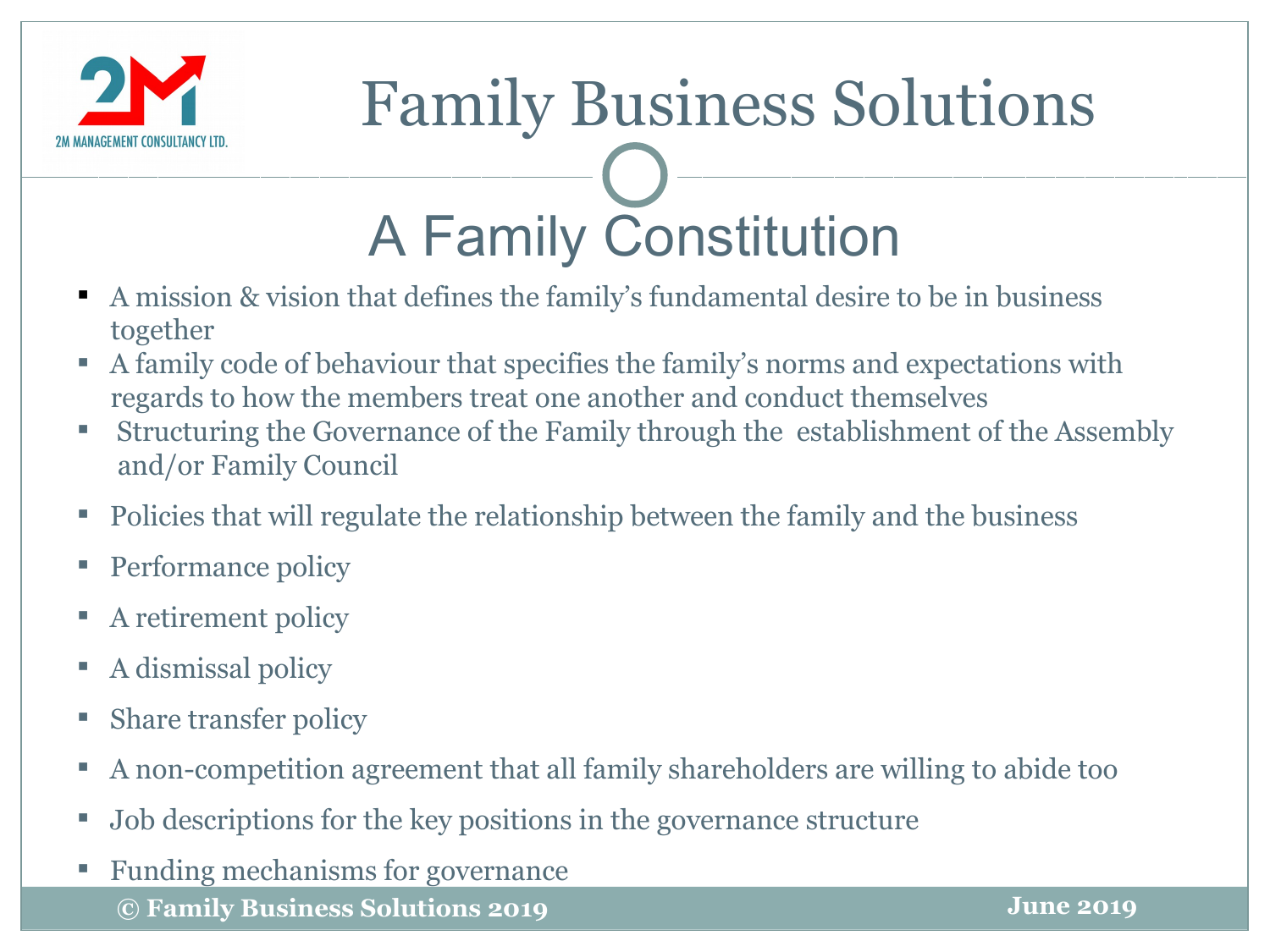# Family Business Solutions

## A Family Constitution

- A mission & vision that defines the family's fundamental desire to be in business together
- A family code of behaviour that specifies the family's norms and expectations with regards to how the members treat one another and conduct themselves
- Structuring the Governance of the Family through the establishment of the Assembly and/or Family Council
- Policies that will regulate the relationship between the family and the business
- Performance policy
- A retirement policy
- A dismissal policy
- Share transfer policy
- A non-competition agreement that all family shareholders are willing to abide too
- Job descriptions for the key positions in the governance structure
- Funding mechanisms for governance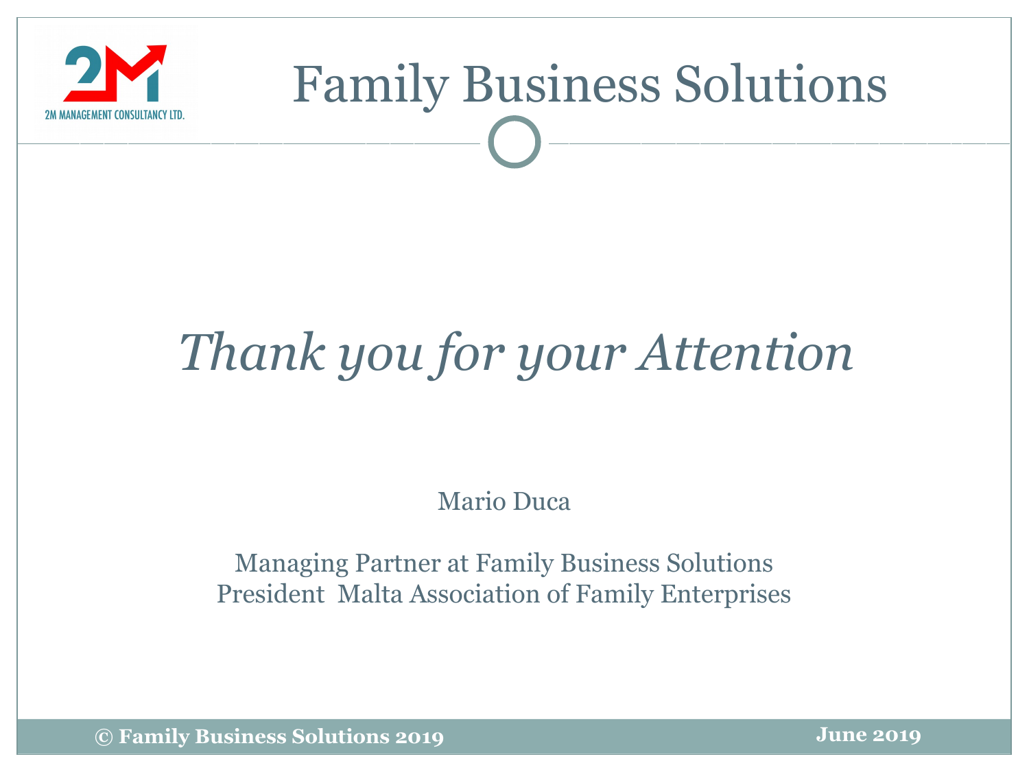# Family Business Solutions

*Thank you for your Attention*

Mario Duca

Managing Partner at Family Business Solutions
President Malta Association of Family Enterprises